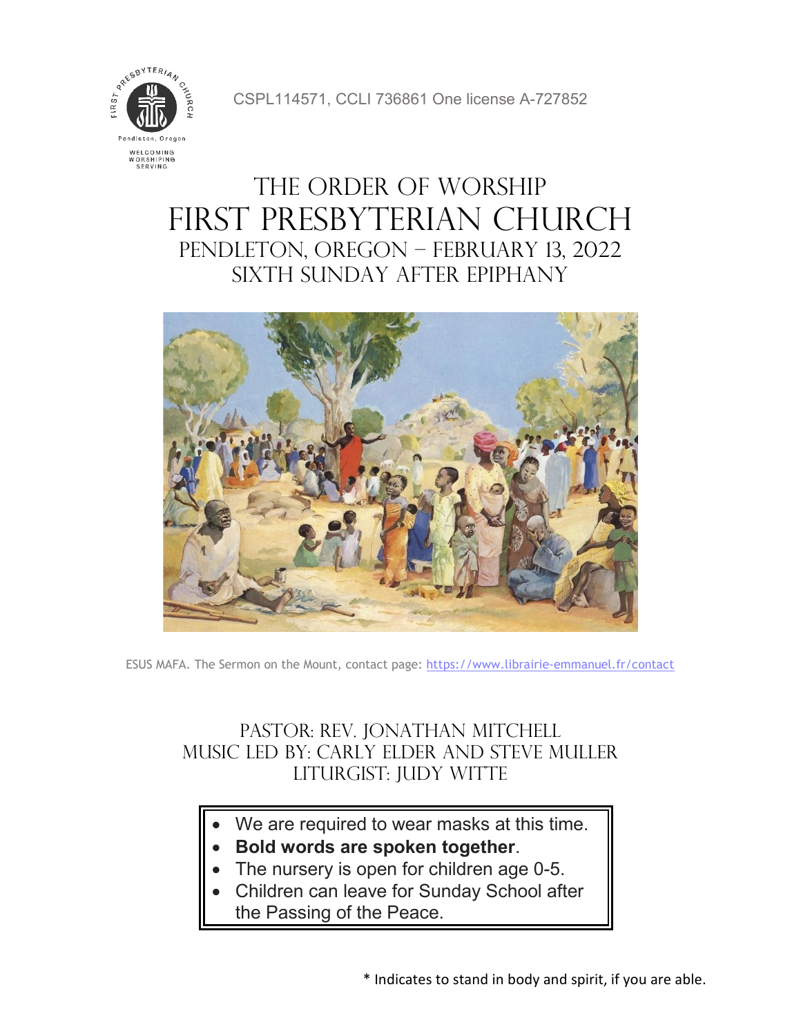CSPL114571, CCLI 736861 One license A-727852

# The Order of Worship

# First Presbyterian Church

## Pendleton, Oregon – February 13, 2022

## Sixth Sunday after Epiphany

ESUS MAFA. The Sermon on the Mount, contact page: https://www.librairie-emmanuel.fr/contact

### Pastor: Rev. Jonathan Mitchell

### Music led by: Carly Elder and Steve Muller

### Liturgist: Judy Witte

- We are required to wear masks at this time.
- **Bold words are spoken together**.
- The nursery is open for children age 0-5.
- Children can leave for Sunday School after the Passing of the Peace.

* Indicates to stand in body and spirit, if you are able.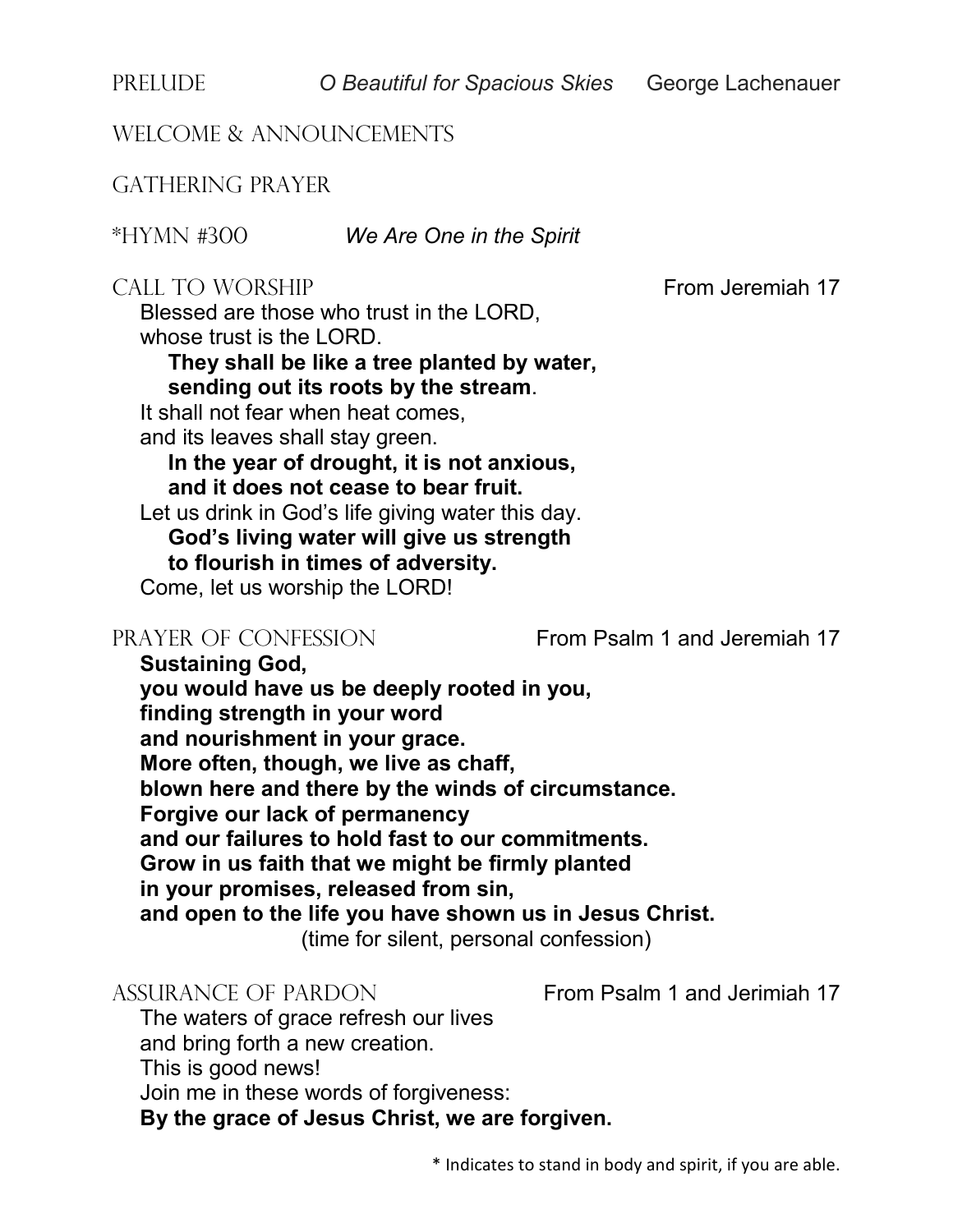PRELUDE *O Beautiful for Spacious Skies* George Lachenauer

WELCOME & ANNOUNCEMENTS

GATHERING PRAYER

*HYMN #300 *We Are One in the Spirit*

CALL TO WORSHIP From Jeremiah 17

Blessed are those who trust in the LORD,
whose trust is the LORD.
**They shall be like a tree planted by water,**
**sending out its roots by the stream**.
It shall not fear when heat comes,
and its leaves shall stay green.
**In the year of drought, it is not anxious,**
**and it does not cease to bear fruit.**
Let us drink in God's life giving water this day.
**God's living water will give us strength**
**to flourish in times of adversity.**
Come, let us worship the LORD!

PRAYER OF CONFESSION From Psalm 1 and Jeremiah 17

**Sustaining God,**
**you would have us be deeply rooted in you,**
**finding strength in your word**
**and nourishment in your grace.**
**More often, though, we live as chaff,**
**blown here and there by the winds of circumstance.**
**Forgive our lack of permanency**
**and our failures to hold fast to our commitments.**
**Grow in us faith that we might be firmly planted**
**in your promises, released from sin,**
**and open to the life you have shown us in Jesus Christ.**
(time for silent, personal confession)

ASSURANCE OF PARDON From Psalm 1 and Jerimiah 17

The waters of grace refresh our lives
and bring forth a new creation.
This is good news!
Join me in these words of forgiveness:
**By the grace of Jesus Christ, we are forgiven.**

* Indicates to stand in body and spirit, if you are able.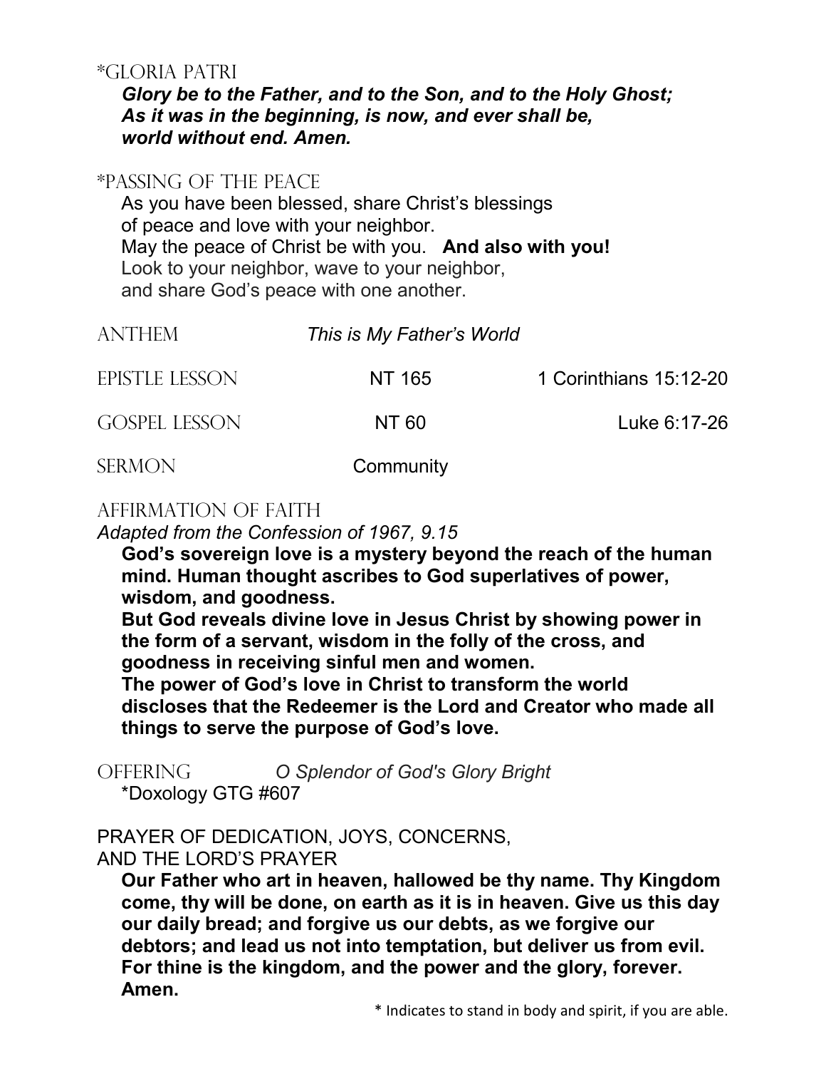## \*Gloria Patri

***Glory be to the Father, and to the Son, and to the Holy Ghost;***
***As it was in the beginning, is now, and ever shall be,***
***world without end. Amen.***

## \*Passing of the Peace

As you have been blessed, share Christ's blessings
of peace and love with your neighbor.
May the peace of Christ be with you. **And also with you!**
Look to your neighbor, wave to your neighbor,
and share God's peace with one another.

## Anthem — *This is My Father's World*

## Epistle Lesson — NT 165 — 1 Corinthians 15:12-20

## Gospel Lesson — NT 60 — Luke 6:17-26

## Sermon — Community

## Affirmation of Faith

*Adapted from the Confession of 1967, 9.15*

**God's sovereign love is a mystery beyond the reach of the human mind. Human thought ascribes to God superlatives of power, wisdom, and goodness.**
**But God reveals divine love in Jesus Christ by showing power in the form of a servant, wisdom in the folly of the cross, and goodness in receiving sinful men and women.**
**The power of God's love in Christ to transform the world discloses that the Redeemer is the Lord and Creator who made all things to serve the purpose of God's love.**

## Offering — *O Splendor of God's Glory Bright*

\*Doxology GTG #607

## PRAYER OF DEDICATION, JOYS, CONCERNS, AND THE LORD'S PRAYER

**Our Father who art in heaven, hallowed be thy name. Thy Kingdom come, thy will be done, on earth as it is in heaven. Give us this day our daily bread; and forgive us our debts, as we forgive our debtors; and lead us not into temptation, but deliver us from evil. For thine is the kingdom, and the power and the glory, forever. Amen.**

\* Indicates to stand in body and spirit, if you are able.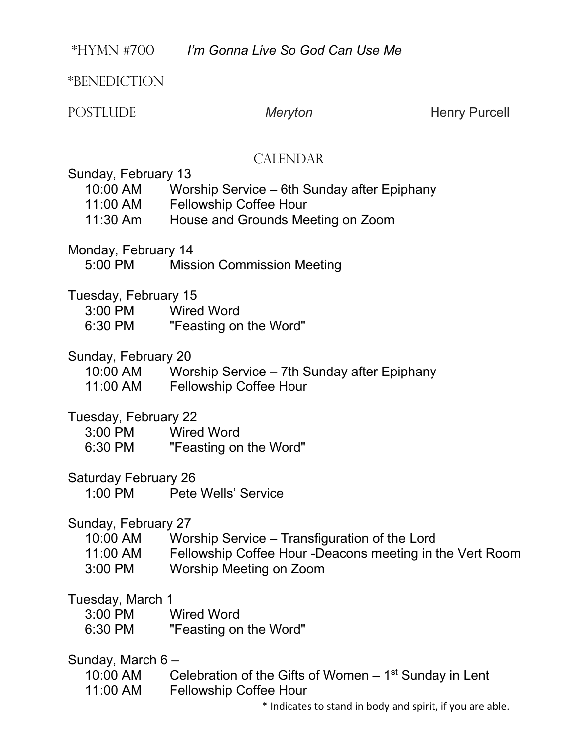\*HYMN #700 *I'm Gonna Live So God Can Use Me*

\*BENEDICTION

POSTLUDE *Meryton* Henry Purcell

## CALENDAR

Sunday, February 13
- 10:00 AM Worship Service – 6th Sunday after Epiphany
- 11:00 AM Fellowship Coffee Hour
- 11:30 Am House and Grounds Meeting on Zoom

Monday, February 14
- 5:00 PM Mission Commission Meeting

Tuesday, February 15
- 3:00 PM Wired Word
- 6:30 PM "Feasting on the Word"

Sunday, February 20
- 10:00 AM Worship Service – 7th Sunday after Epiphany
- 11:00 AM Fellowship Coffee Hour

Tuesday, February 22
- 3:00 PM Wired Word
- 6:30 PM "Feasting on the Word"

Saturday February 26
- 1:00 PM Pete Wells' Service

Sunday, February 27
- 10:00 AM Worship Service – Transfiguration of the Lord
- 11:00 AM Fellowship Coffee Hour -Deacons meeting in the Vert Room
- 3:00 PM Worship Meeting on Zoom

Tuesday, March 1
- 3:00 PM Wired Word
- 6:30 PM "Feasting on the Word"

Sunday, March 6 –
- 10:00 AM Celebration of the Gifts of Women – 1st Sunday in Lent
- 11:00 AM Fellowship Coffee Hour

\* Indicates to stand in body and spirit, if you are able.